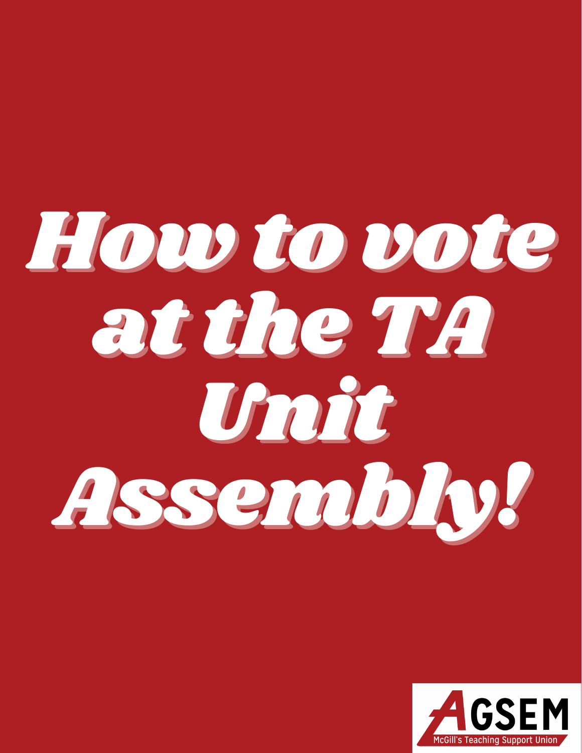# How to vote at the TA Unit Assembly!

AGSEM

McGill's Teaching Support Union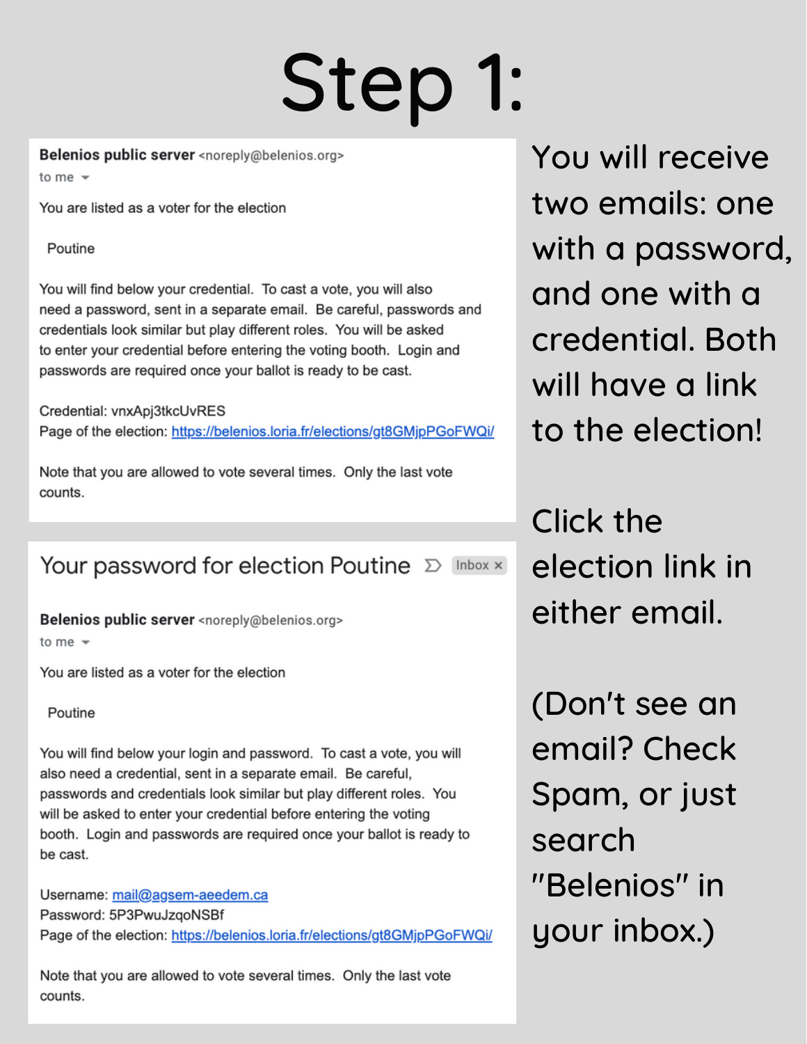# Step 1:

**Belenios public server** <noreply@belenios.org>
to me

You are listed as a voter for the election

Poutine

You will find below your credential. To cast a vote, you will also need a password, sent in a separate email. Be careful, passwords and credentials look similar but play different roles. You will be asked to enter your credential before entering the voting booth. Login and passwords are required once your ballot is ready to be cast.

Credential: vnxApj3tkcUvRES
Page of the election: https://belenios.loria.fr/elections/gt8GMjpPGoFWQi/

Note that you are allowed to vote several times. Only the last vote counts.

---

Your password for election Poutine — Inbox

**Belenios public server** <noreply@belenios.org>
to me

You are listed as a voter for the election

Poutine

You will find below your login and password. To cast a vote, you will also need a credential, sent in a separate email. Be careful, passwords and credentials look similar but play different roles. You will be asked to enter your credential before entering the voting booth. Login and passwords are required once your ballot is ready to be cast.

Username: mail@agsem-aeedem.ca
Password: 5P3PwuJzqoNSBf
Page of the election: https://belenios.loria.fr/elections/gt8GMjpPGoFWQi/

Note that you are allowed to vote several times. Only the last vote counts.

---

You will receive two emails: one with a password, and one with a credential. Both will have a link to the election!

Click the election link in either email.

(Don't see an email? Check Spam, or just search "Belenios" in your inbox.)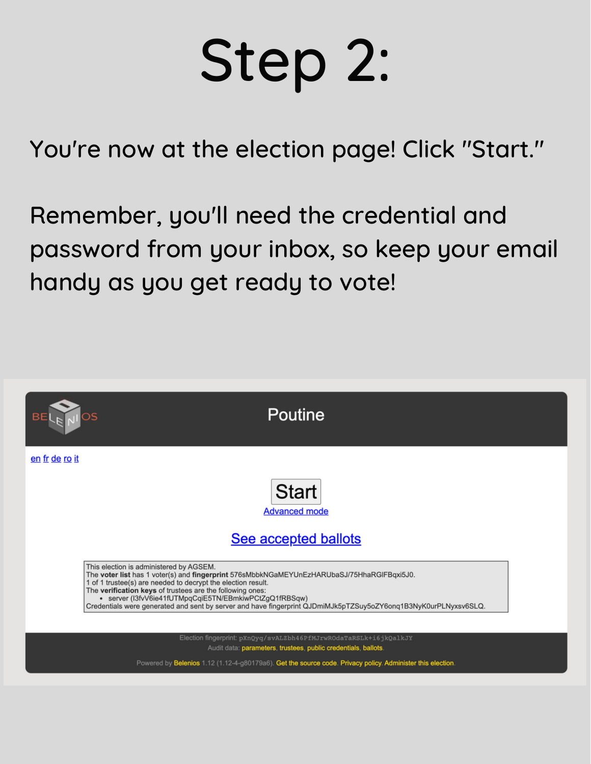# Step 2:

You're now at the election page! Click "Start."

Remember, you'll need the credential and password from your inbox, so keep your email handy as you get ready to vote!

BELENIOS

Poutine

en fr de ro it

Start

Advanced mode

See accepted ballots

This election is administered by AGSEM.
The **voter list** has 1 voter(s) and **fingerprint** 576sMbbkNGaMEYUnEzHARUbaSJ/75HhaRGlFBqxi5J0.
1 of 1 trustee(s) are needed to decrypt the election result.
The **verification keys** of trustees are the following ones:

- server (I3fvV6ie41fUTMpqCqiE5TN/EBmkiwPCtZgQ1fRBSqw)

Credentials were generated and sent by server and have fingerprint QJDmiMJk5pTZSuy5oZY6onq1B3NyK0urPLNyxsv6SLQ.

Election fingerprint: pXnQyq/svALZbh46PfMJrwROdaTaRSLk+i6jkQalkJY
Audit data: parameters, trustees, public credentials, ballots.

Powered by Belenios 1.12 (1.12-4-g80179a6). Get the source code. Privacy policy. Administer this election.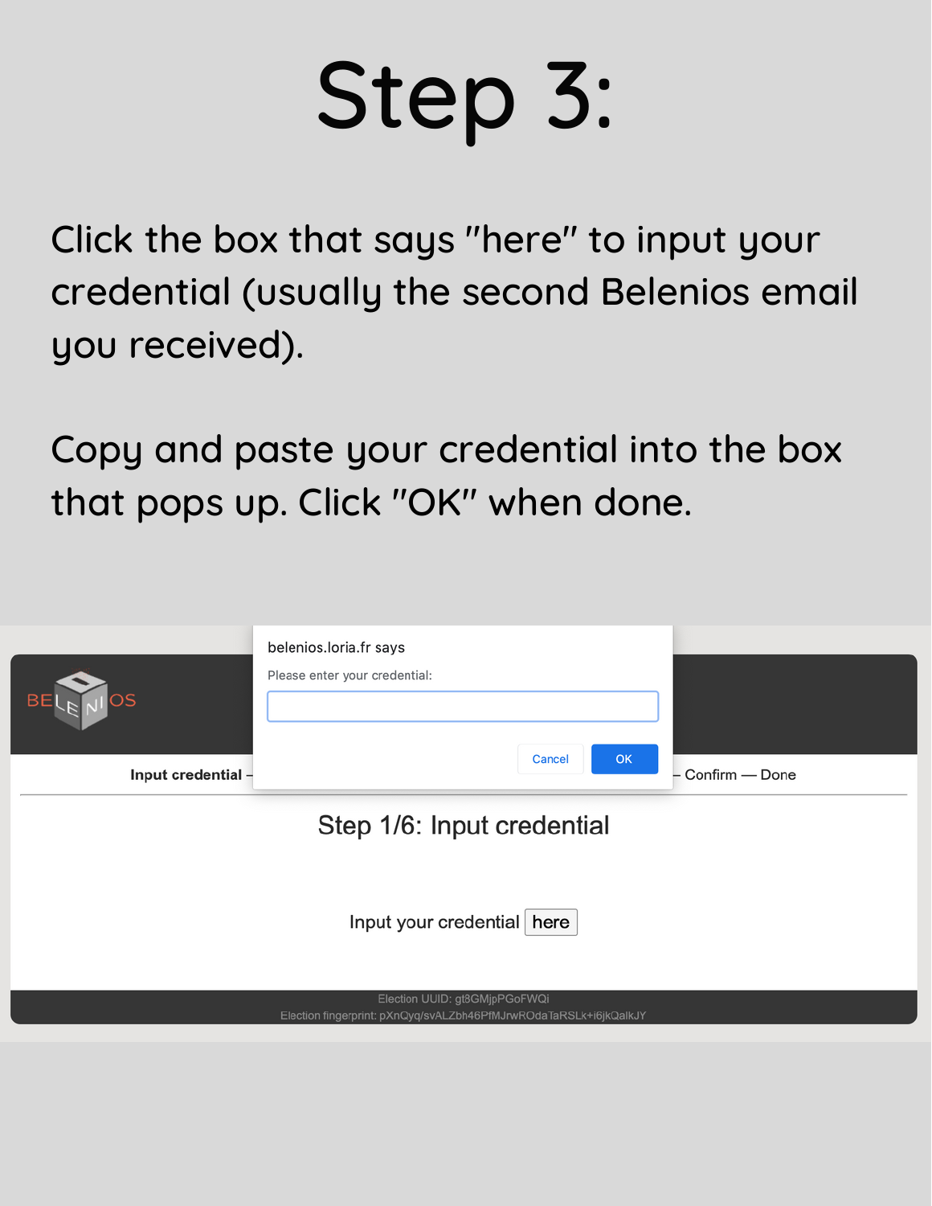# Step 3:

Click the box that says "here" to input your credential (usually the second Belenios email you received).

Copy and paste your credential into the box that pops up. Click "OK" when done.

belenios.loria.fr says

Please enter your credential:

Cancel OK

Input credential — — Confirm — Done

Step 1/6: Input credential

Input your credential here

Election UUID: gt8GMjpPGoFWQi

Election fingerprint: pXnQyq/svALZbh46PfMJrwROdaTaRSLk+i6jkQalkJY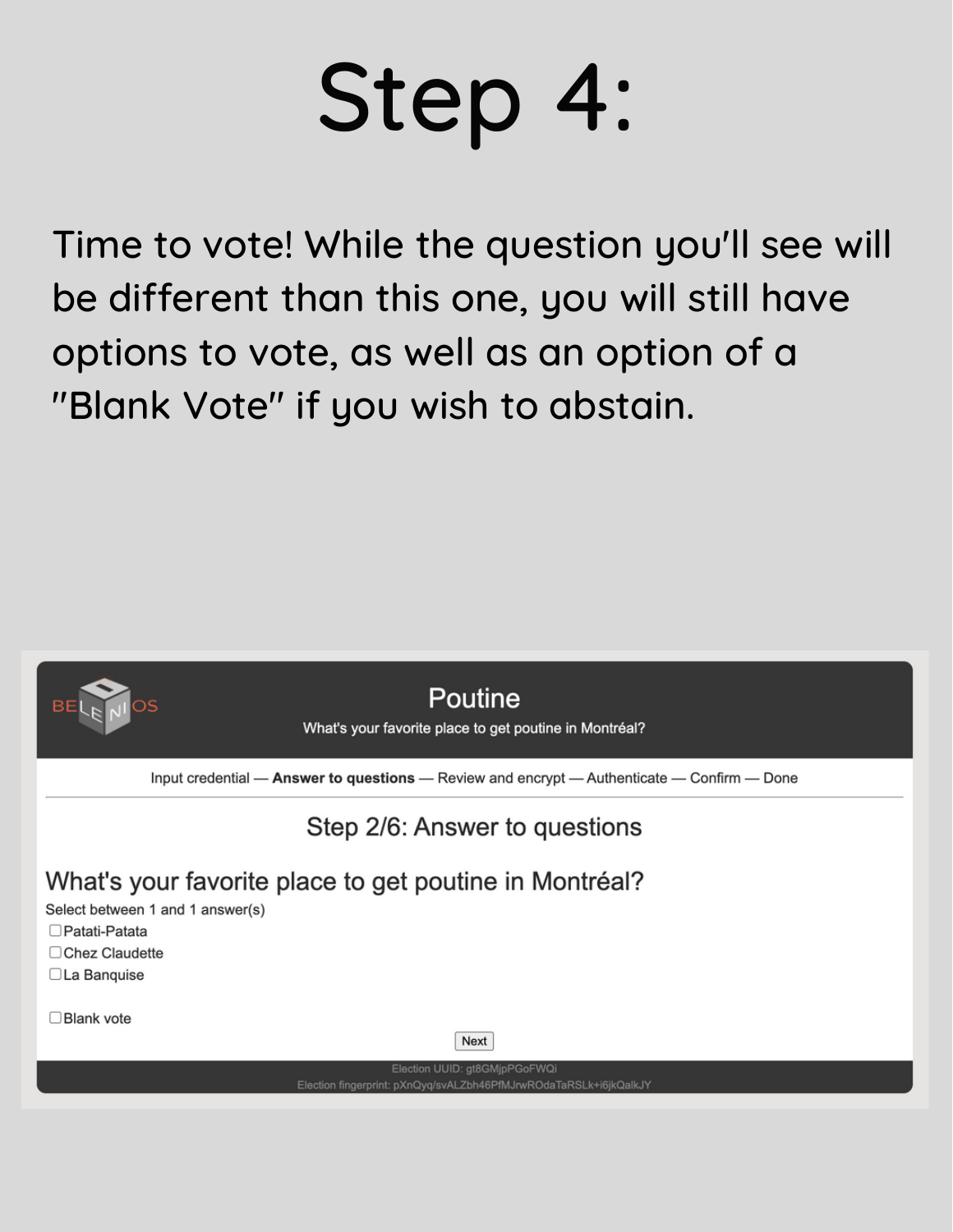# Step 4:

Time to vote! While the question you'll see will be different than this one, you will still have options to vote, as well as an option of a "Blank Vote" if you wish to abstain.

BELENIOS

## Poutine

What's your favorite place to get poutine in Montréal?

Input credential — **Answer to questions** — Review and encrypt — Authenticate — Confirm — Done

### Step 2/6: Answer to questions

### What's your favorite place to get poutine in Montréal?

Select between 1 and 1 answer(s)

- ☐ Patati-Patata
- ☐ Chez Claudette
- ☐ La Banquise

- ☐ Blank vote

Next

Election UUID: gt8GMjpPGoFWQi

Election fingerprint: pXnQyq/svALZbh46PfMJrwROdaTaRSLk+i6jkQalkJY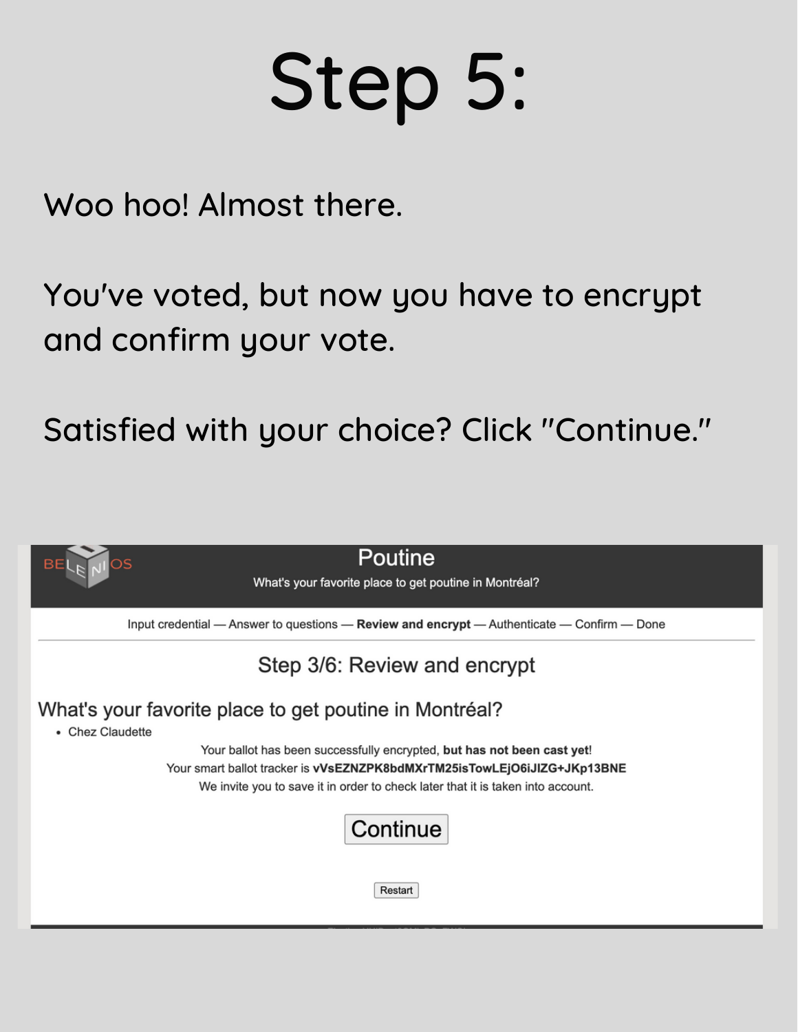# Step 5:

Woo hoo! Almost there.

You've voted, but now you have to encrypt and confirm your vote.

Satisfied with your choice? Click "Continue."

BELENIOS

## Poutine

What's your favorite place to get poutine in Montréal?

Input credential — Answer to questions — **Review and encrypt** — Authenticate — Confirm — Done

### Step 3/6: Review and encrypt

What's your favorite place to get poutine in Montréal?

- Chez Claudette

Your ballot has been successfully encrypted, **but has not been cast yet**!
Your smart ballot tracker is **vVsEZNZPK8bdMXrTM25isTowLEjO6iJIZG+JKp13BNE**
We invite you to save it in order to check later that it is taken into account.

Continue

Restart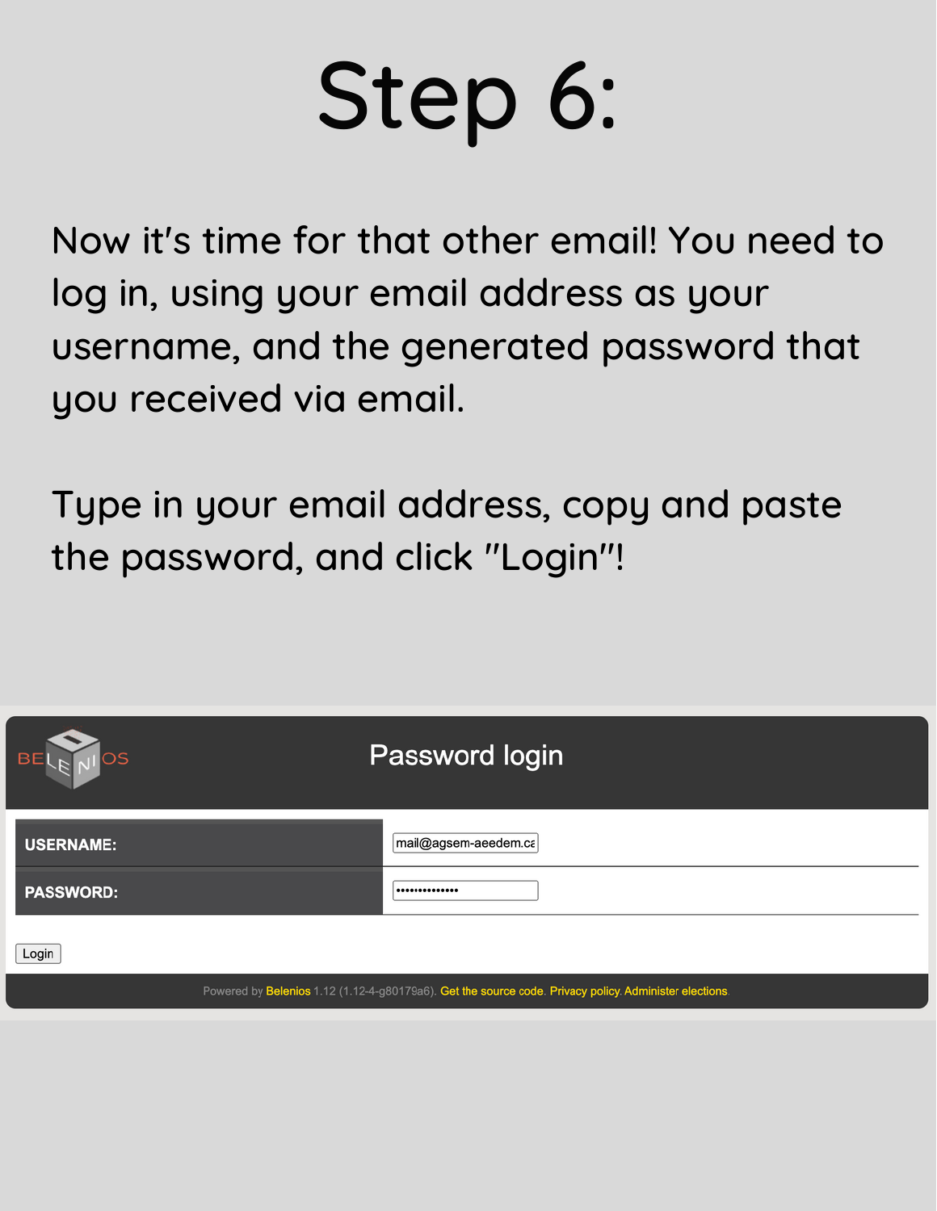# Step 6:

Now it's time for that other email! You need to log in, using your email address as your username, and the generated password that you received via email.

Type in your email address, copy and paste the password, and click "Login"!

BELENIOS

## Password login

| USERNAME: | mail@agsem-aeedem.ca |
| --- | --- |
| PASSWORD: | •••••••••••••• |

Login

Powered by Belenios 1.12 (1.12-4-g80179a6). Get the source code. Privacy policy. Administer elections.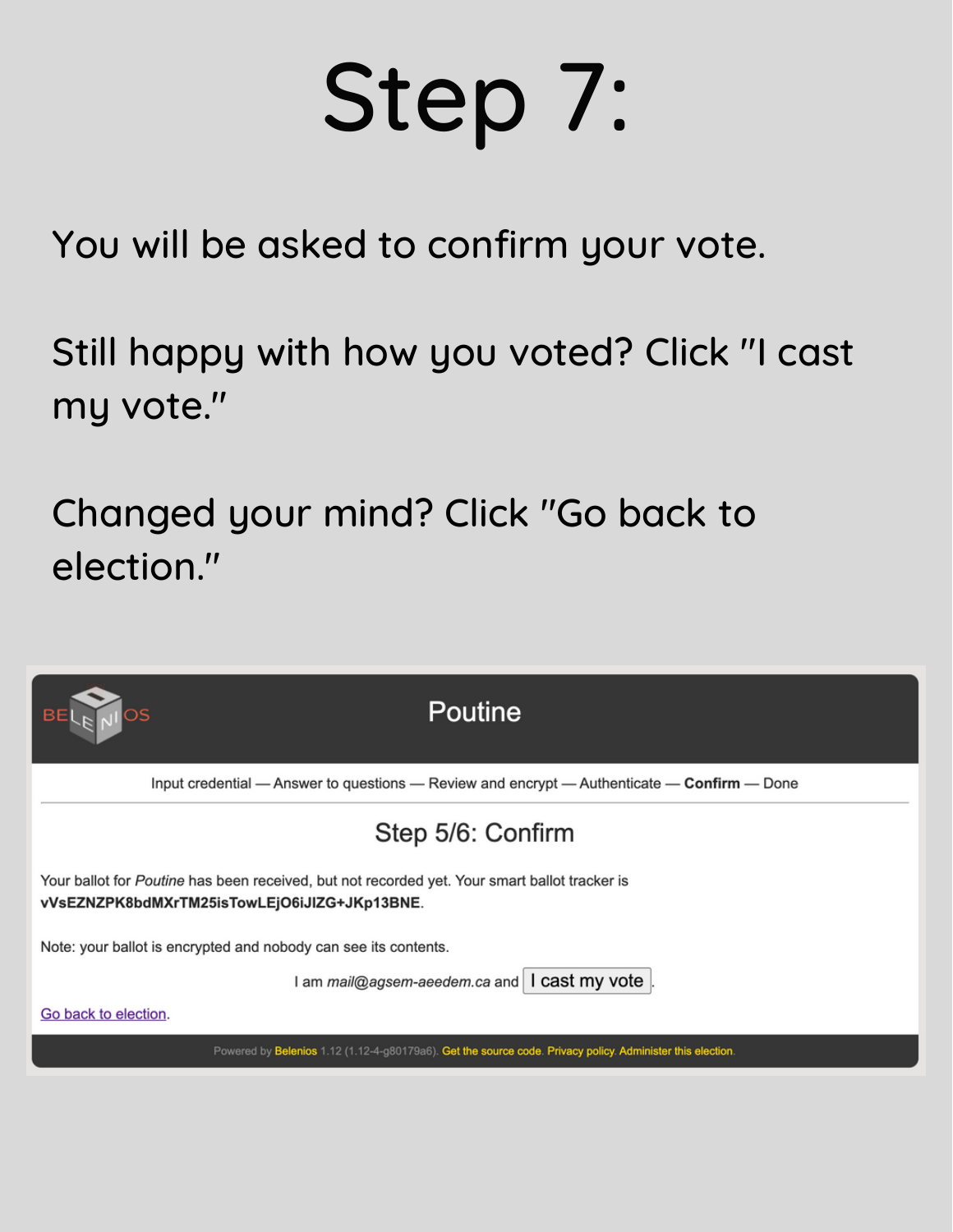# Step 7:

You will be asked to confirm your vote.

Still happy with how you voted? Click "I cast my vote."

Changed your mind? Click "Go back to election."

Poutine

Input credential — Answer to questions — Review and encrypt — Authenticate — **Confirm** — Done

## Step 5/6: Confirm

Your ballot for *Poutine* has been received, but not recorded yet. Your smart ballot tracker is **vVsEZNZPK8bdMXrTM25isTowLEjO6iJIZG+JKp13BNE**.

Note: your ballot is encrypted and nobody can see its contents.

I am *mail@agsem-aeedem.ca* and I cast my vote.

Go back to election.

Powered by Belenios 1.12 (1.12-4-g80179a6). Get the source code. Privacy policy. Administer this election.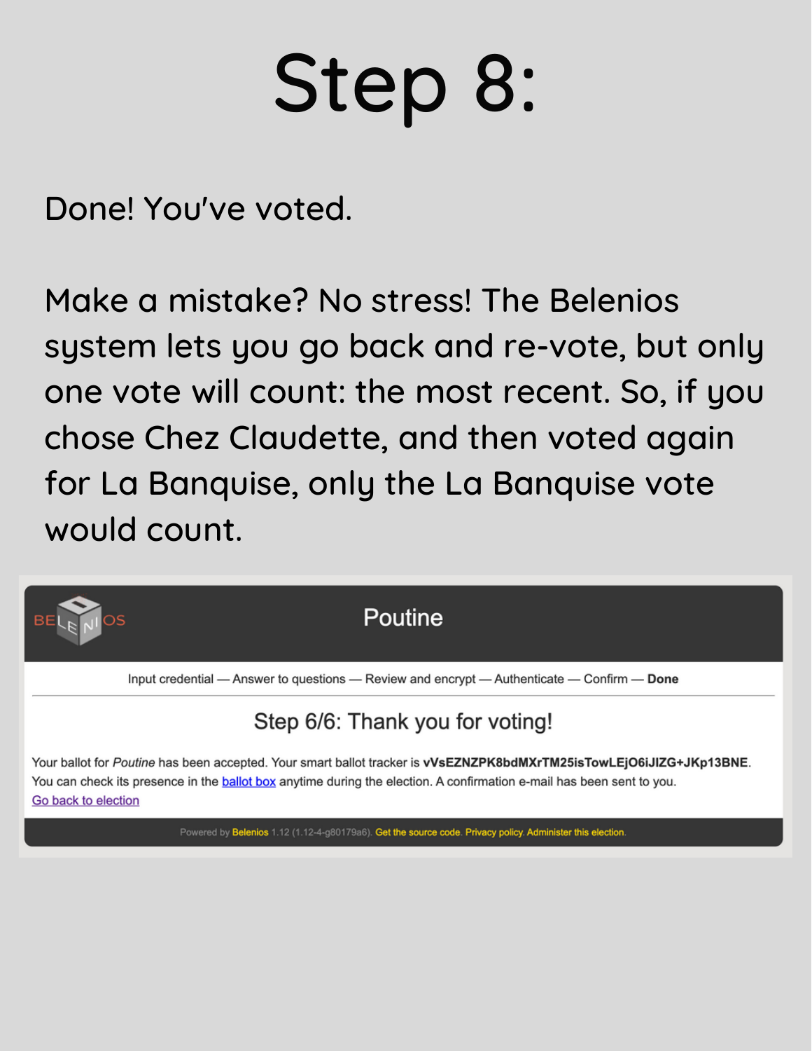# Step 8:

Done! You've voted.

Make a mistake? No stress! The Belenios system lets you go back and re-vote, but only one vote will count: the most recent. So, if you chose Chez Claudette, and then voted again for La Banquise, only the La Banquise vote would count.

BELENIOS

## Poutine

Input credential — Answer to questions — Review and encrypt — Authenticate — Confirm — **Done**

### Step 6/6: Thank you for voting!

Your ballot for *Poutine* has been accepted. Your smart ballot tracker is **vVsEZNZPK8bdMXrTM25isTowLEjO6iJlZG+JKp13BNE**. You can check its presence in the ballot box anytime during the election. A confirmation e-mail has been sent to you.

Go back to election

Powered by Belenios 1.12 (1.12-4-g80179a6). Get the source code. Privacy policy. Administer this election.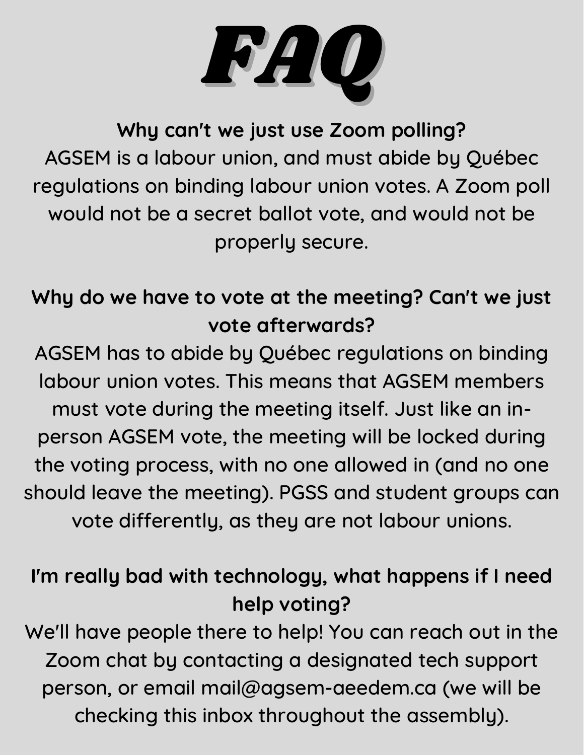# FAQ

**Why can't we just use Zoom polling?**

AGSEM is a labour union, and must abide by Québec regulations on binding labour union votes. A Zoom poll would not be a secret ballot vote, and would not be properly secure.

**Why do we have to vote at the meeting? Can't we just vote afterwards?**

AGSEM has to abide by Québec regulations on binding labour union votes. This means that AGSEM members must vote during the meeting itself. Just like an in-person AGSEM vote, the meeting will be locked during the voting process, with no one allowed in (and no one should leave the meeting). PGSS and student groups can vote differently, as they are not labour unions.

**I'm really bad with technology, what happens if I need help voting?**

We'll have people there to help! You can reach out in the Zoom chat by contacting a designated tech support person, or email mail@agsem-aeedem.ca (we will be checking this inbox throughout the assembly).